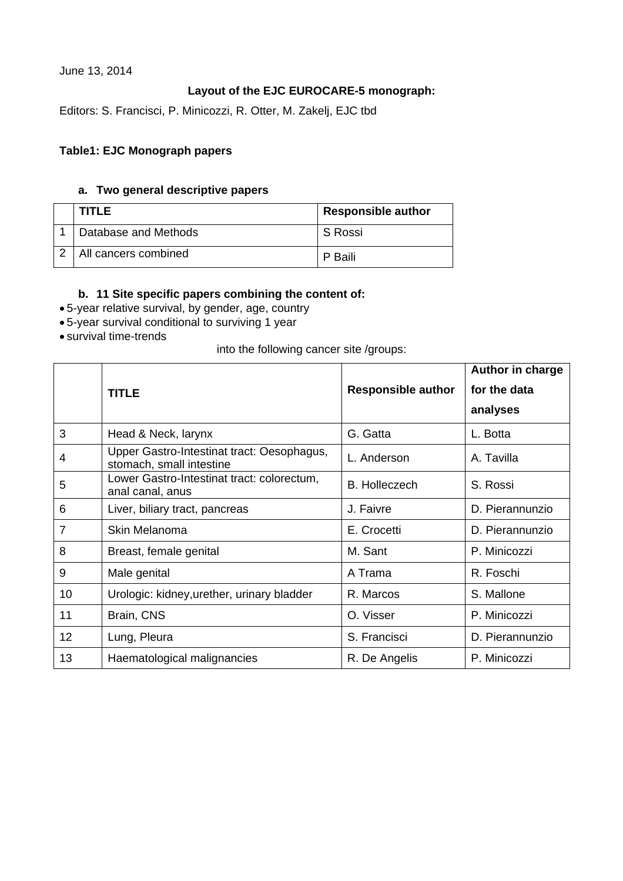June 13, 2014

**Layout of the EJC EUROCARE-5 monograph:**

Editors: S. Francisci, P. Minicozzi, R. Otter, M. Zakelj, EJC tbd

**Table1: EJC Monograph papers**

**a. Two general descriptive papers**

| | TITLE | Responsible author |
|---|---|---|
| 1 | Database and Methods | S Rossi |
| 2 | All cancers combined | P Baili |

**b. 11 Site specific papers combining the content of:**

- 5-year relative survival, by gender, age, country
- 5-year survival conditional to surviving 1 year
- survival time-trends

into the following cancer site /groups:

| | TITLE | Responsible author | Author in charge for the data analyses |
|---|---|---|---|
| 3 | Head & Neck, larynx | G. Gatta | L. Botta |
| 4 | Upper Gastro-Intestinat tract: Oesophagus, stomach, small intestine | L. Anderson | A. Tavilla |
| 5 | Lower Gastro-Intestinat tract: colorectum, anal canal, anus | B. Holleczech | S. Rossi |
| 6 | Liver, biliary tract, pancreas | J. Faivre | D. Pierannunzio |
| 7 | Skin Melanoma | E. Crocetti | D. Pierannunzio |
| 8 | Breast, female genital | M. Sant | P. Minicozzi |
| 9 | Male genital | A Trama | R. Foschi |
| 10 | Urologic: kidney,urether, urinary bladder | R. Marcos | S. Mallone |
| 11 | Brain, CNS | O. Visser | P. Minicozzi |
| 12 | Lung, Pleura | S. Francisci | D. Pierannunzio |
| 13 | Haematological malignancies | R. De Angelis | P. Minicozzi |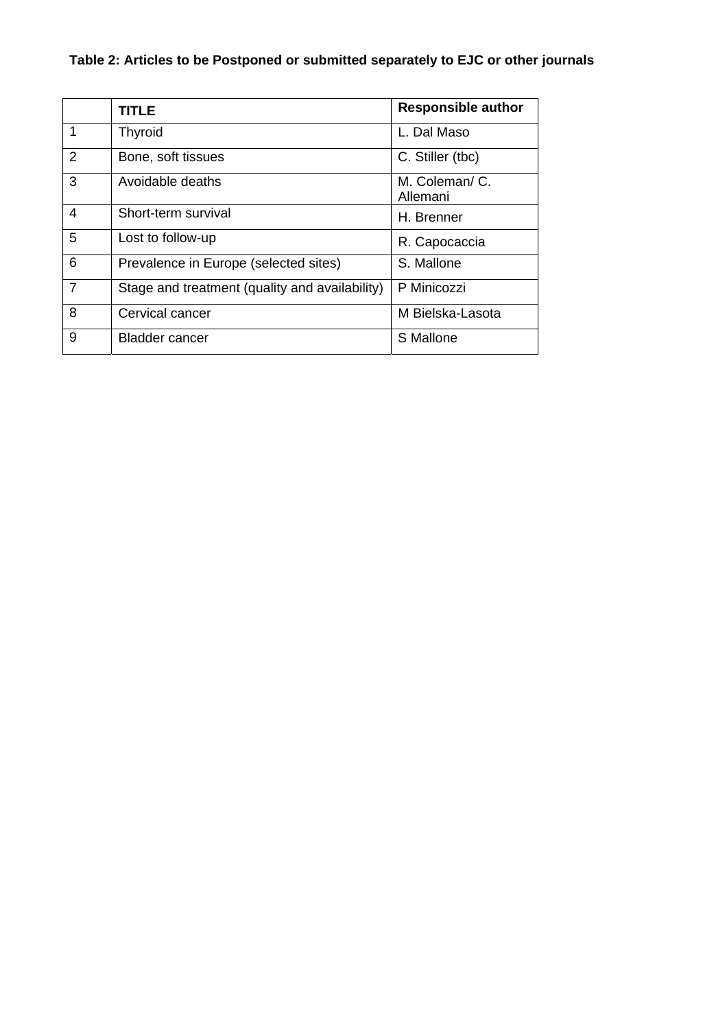**Table 2: Articles to be Postponed or submitted separately to EJC or other journals**

| | TITLE | Responsible author |
|---|---|---|
| 1 | Thyroid | L. Dal Maso |
| 2 | Bone, soft tissues | C. Stiller (tbc) |
| 3 | Avoidable deaths | M. Coleman/ C. Allemani |
| 4 | Short-term survival | H. Brenner |
| 5 | Lost to follow-up | R. Capocaccia |
| 6 | Prevalence in Europe (selected sites) | S. Mallone |
| 7 | Stage and treatment (quality and availability) | P Minicozzi |
| 8 | Cervical cancer | M Bielska-Lasota |
| 9 | Bladder cancer | S Mallone |